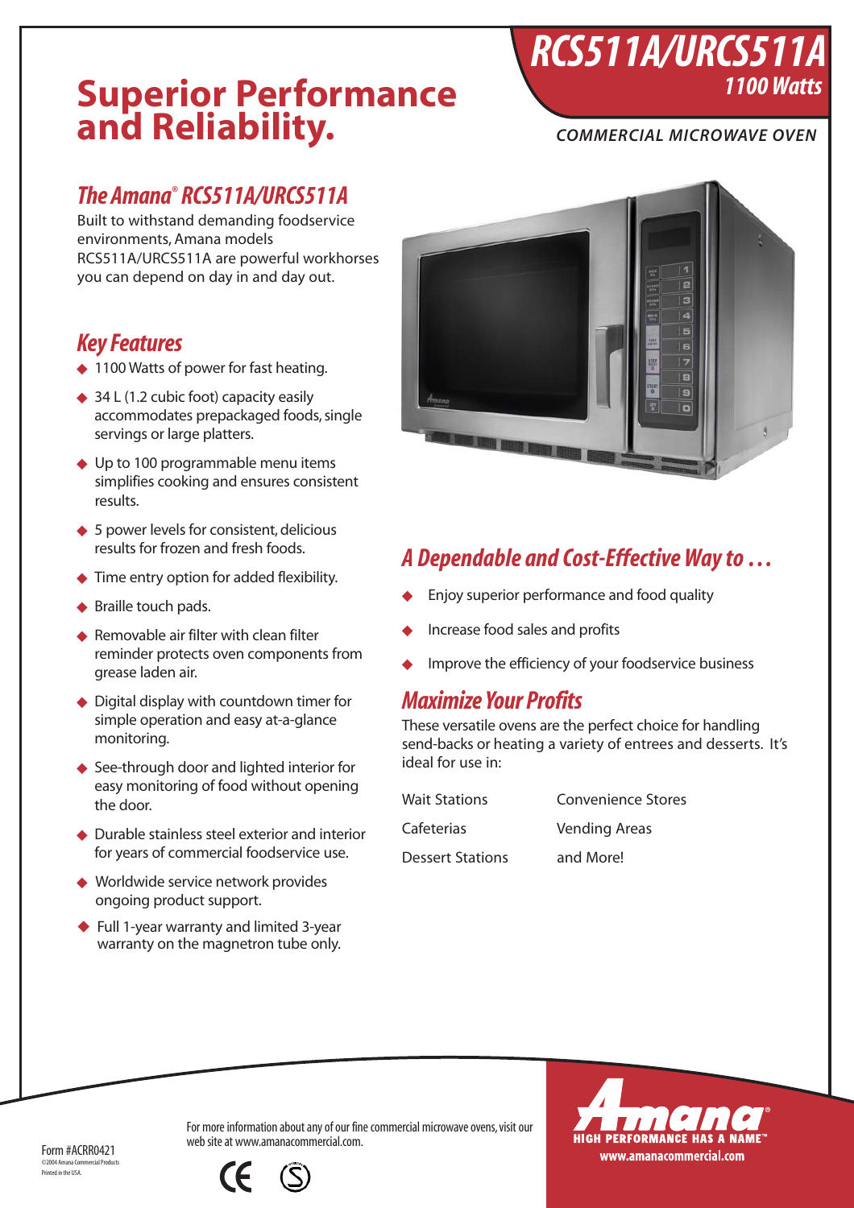# RCS511A/URCS511A

**1100 Watts**

*COMMERCIAL MICROWAVE OVEN*

# Superior Performance and Reliability.

## *The Amana® RCS511A/URCS511A*

Built to withstand demanding foodservice environments, Amana models RCS511A/URCS511A are powerful workhorses you can depend on day in and day out.

## *Key Features*

- 1100 Watts of power for fast heating.
- 34 L (1.2 cubic foot) capacity easily accommodates prepackaged foods, single servings or large platters.
- Up to 100 programmable menu items simplifies cooking and ensures consistent results.
- 5 power levels for consistent, delicious results for frozen and fresh foods.
- Time entry option for added flexibility.
- Braille touch pads.
- Removable air filter with clean filter reminder protects oven components from grease laden air.
- Digital display with countdown timer for simple operation and easy at-a-glance monitoring.
- See-through door and lighted interior for easy monitoring of food without opening the door.
- Durable stainless steel exterior and interior for years of commercial foodservice use.
- Worldwide service network provides ongoing product support.
- Full 1-year warranty and limited 3-year warranty on the magnetron tube only.

## *A Dependable and Cost-Effective Way to …*

- Enjoy superior performance and food quality
- Increase food sales and profits
- Improve the efficiency of your foodservice business

## *Maximize Your Profits*

These versatile ovens are the perfect choice for handling send-backs or heating a variety of entrees and desserts. It's ideal for use in:

| | |
|---|---|
| Wait Stations | Convenience Stores |
| Cafeterias | Vending Areas |
| Dessert Stations | and More! |

For more information about any of our fine commercial microwave ovens, visit our web site at www.amanacommercial.com.

Form #ACRR0421
©2004 Amana Commercial Products
Printed in the USA.

Amana®
HIGH PERFORMANCE HAS A NAME™
www.amanacommercial.com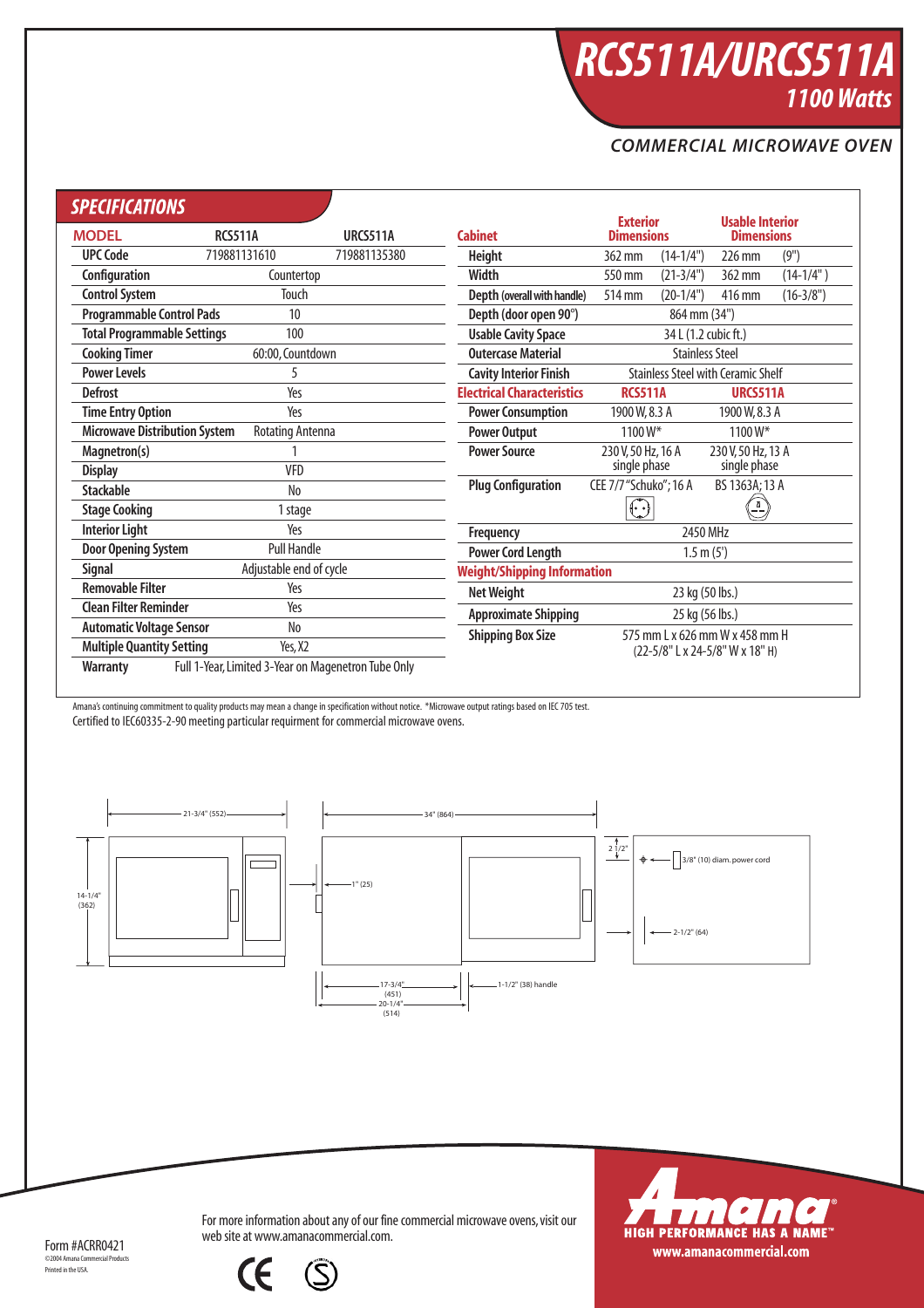# RCS511A/URCS511A

## 1100 Watts

### COMMERCIAL MICROWAVE OVEN

## SPECIFICATIONS

| MODEL | RCS511A | URCS511A |
|---|---|---|
| UPC Code | 719881131610 | 719881135380 |
| Configuration | Countertop | |
| Control System | Touch | |
| Programmable Control Pads | 10 | |
| Total Programmable Settings | 100 | |
| Cooking Timer | 60:00, Countdown | |
| Power Levels | 5 | |
| Defrost | Yes | |
| Time Entry Option | Yes | |
| Microwave Distribution System | Rotating Antenna | |
| Magnetron(s) | 1 | |
| Display | VFD | |
| Stackable | No | |
| Stage Cooking | 1 stage | |
| Interior Light | Yes | |
| Door Opening System | Pull Handle | |
| Signal | Adjustable end of cycle | |
| Removable Filter | Yes | |
| Clean Filter Reminder | Yes | |
| Automatic Voltage Sensor | No | |
| Multiple Quantity Setting | Yes, X2 | |
| Warranty | Full 1-Year, Limited 3-Year on Magenetron Tube Only | |

| Cabinet | Exterior Dimensions | | Usable Interior Dimensions | |
|---|---|---|---|---|
| Height | 362 mm | (14-1/4") | 226 mm | (9") |
| Width | 550 mm | (21-3/4") | 362 mm | (14-1/4") |
| Depth (overall with handle) | 514 mm | (20-1/4") | 416 mm | (16-3/8") |
| Depth (door open 90°) | 864 mm (34") | | | |
| Usable Cavity Space | 34 L (1.2 cubic ft.) | | | |
| Outercase Material | Stainless Steel | | | |
| Cavity Interior Finish | Stainless Steel with Ceramic Shelf | | | |
| **Electrical Characteristics** | **RCS511A** | | **URCS511A** | |
| Power Consumption | 1900 W, 8.3 A | | 1900 W, 8.3 A | |
| Power Output | 1100 W* | | 1100 W* | |
| Power Source | 230 V, 50 Hz, 16 A single phase | | 230 V, 50 Hz, 13 A single phase | |
| Plug Configuration | CEE 7/7 "Schuko"; 16 A | | BS 1363A; 13 A | |
| Frequency | 2450 MHz | | | |
| Power Cord Length | 1.5 m (5') | | | |
| **Weight/Shipping Information** | | | | |
| Net Weight | 23 kg (50 lbs.) | | | |
| Approximate Shipping | 25 kg (56 lbs.) | | | |
| Shipping Box Size | 575 mm L x 626 mm W x 458 mm H (22-5/8" L x 24-5/8" W x 18" H) | | | |

Amana's continuing commitment to quality products may mean a change in specification without notice. *Microwave output ratings based on IEC 705 test.

Certified to IEC60335-2-90 meeting particular requirment for commercial microwave ovens.

21-3/4" (552)
14-1/4" (362)
34" (864)
1" (25)
17-3/4" (451)
20-1/4" (514)
1-1/2" (38) handle
2 1/2"
3/8" (10) diam. power cord
2-1/2" (64)

For more information about any of our fine commercial microwave ovens, visit our web site at www.amanacommercial.com.

Form #ACRR0421
©2004 Amana Commercial Products
Printed in the USA.

Amana®
HIGH PERFORMANCE HAS A NAME™
www.amanacommercial.com